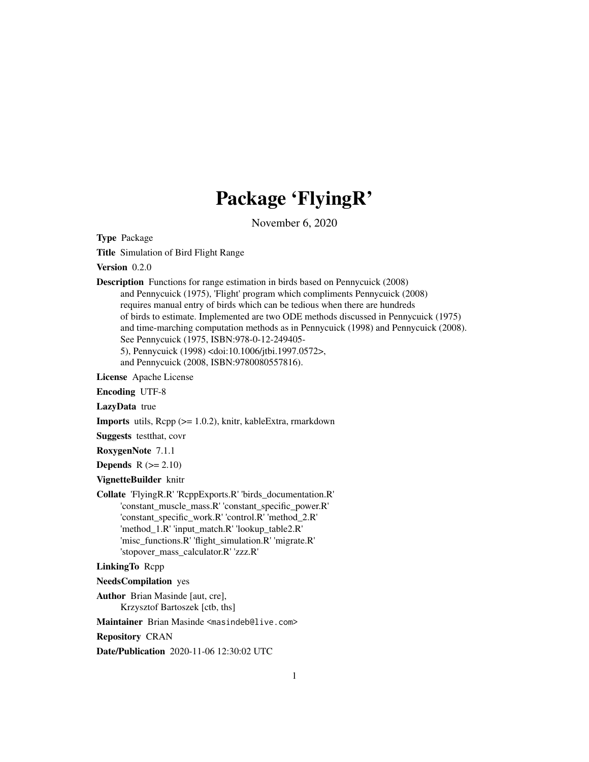# Package 'FlyingR'

November 6, 2020

**Type** Package

**Title** Simulation of Bird Flight Range

**Version** 0.2.0

**Description** Functions for range estimation in birds based on Pennycuick (2008) and Pennycuick (1975), 'Flight' program which compliments Pennycuick (2008) requires manual entry of birds which can be tedious when there are hundreds of birds to estimate. Implemented are two ODE methods discussed in Pennycuick (1975) and time-marching computation methods as in Pennycuick (1998) and Pennycuick (2008). See Pennycuick (1975, ISBN:978-0-12-249405-5), Pennycuick (1998) <doi:10.1006/jtbi.1997.0572>, and Pennycuick (2008, ISBN:9780080557816).

**License** Apache License

**Encoding** UTF-8

**LazyData** true

**Imports** utils, Rcpp (>= 1.0.2), knitr, kableExtra, rmarkdown

**Suggests** testthat, covr

**RoxygenNote** 7.1.1

**Depends** R (>= 2.10)

**VignetteBuilder** knitr

**Collate** 'FlyingR.R' 'RcppExports.R' 'birds_documentation.R' 'constant_muscle_mass.R' 'constant_specific_power.R' 'constant_specific_work.R' 'control.R' 'method_2.R' 'method_1.R' 'input_match.R' 'lookup_table2.R' 'misc_functions.R' 'flight_simulation.R' 'migrate.R' 'stopover_mass_calculator.R' 'zzz.R'

**LinkingTo** Rcpp

**NeedsCompilation** yes

**Author** Brian Masinde [aut, cre], Krzysztof Bartoszek [ctb, ths]

**Maintainer** Brian Masinde <masindeb@live.com>

**Repository** CRAN

**Date/Publication** 2020-11-06 12:30:02 UTC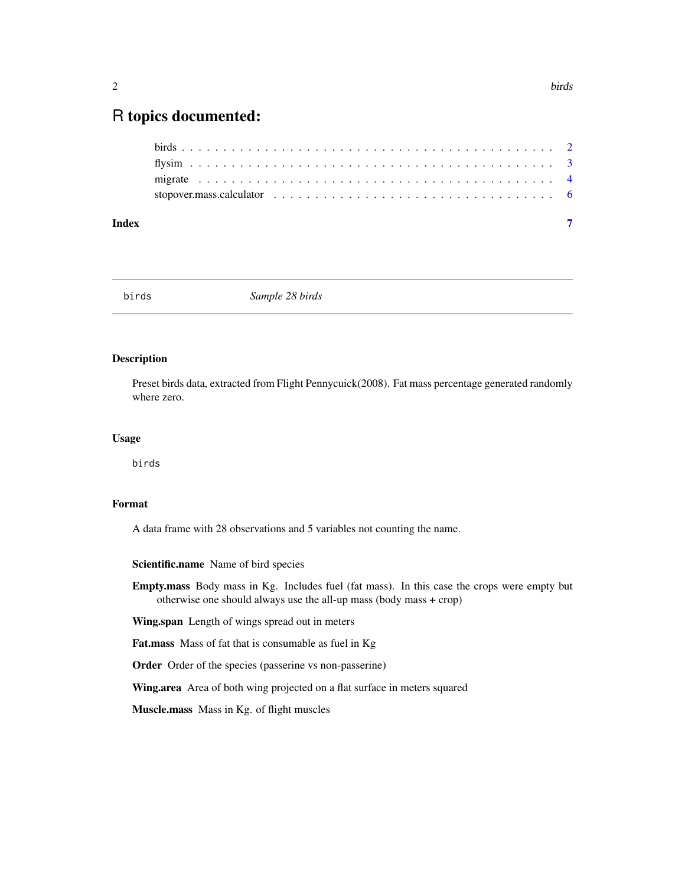# R topics documented:

birds . . . . . . . . . . . . . . . . . . . . . . . . . . . . . . . . . . . . . . . . . . . . . 2
flysim . . . . . . . . . . . . . . . . . . . . . . . . . . . . . . . . . . . . . . . . . . . . . 3
migrate . . . . . . . . . . . . . . . . . . . . . . . . . . . . . . . . . . . . . . . . . . . . 4
stopover.mass.calculator . . . . . . . . . . . . . . . . . . . . . . . . . . . . . . . . . . 6

**Index** **7**

---

`birds` *Sample 28 birds*

---

## Description

Preset birds data, extracted from Flight Pennycuick(2008). Fat mass percentage generated randomly where zero.

## Usage

```
birds
```

## Format

A data frame with 28 observations and 5 variables not counting the name.

**Scientific.name** Name of bird species

**Empty.mass** Body mass in Kg. Includes fuel (fat mass). In this case the crops were empty but otherwise one should always use the all-up mass (body mass + crop)

**Wing.span** Length of wings spread out in meters

**Fat.mass** Mass of fat that is consumable as fuel in Kg

**Order** Order of the species (passerine vs non-passerine)

**Wing.area** Area of both wing projected on a flat surface in meters squared

**Muscle.mass** Mass in Kg. of flight muscles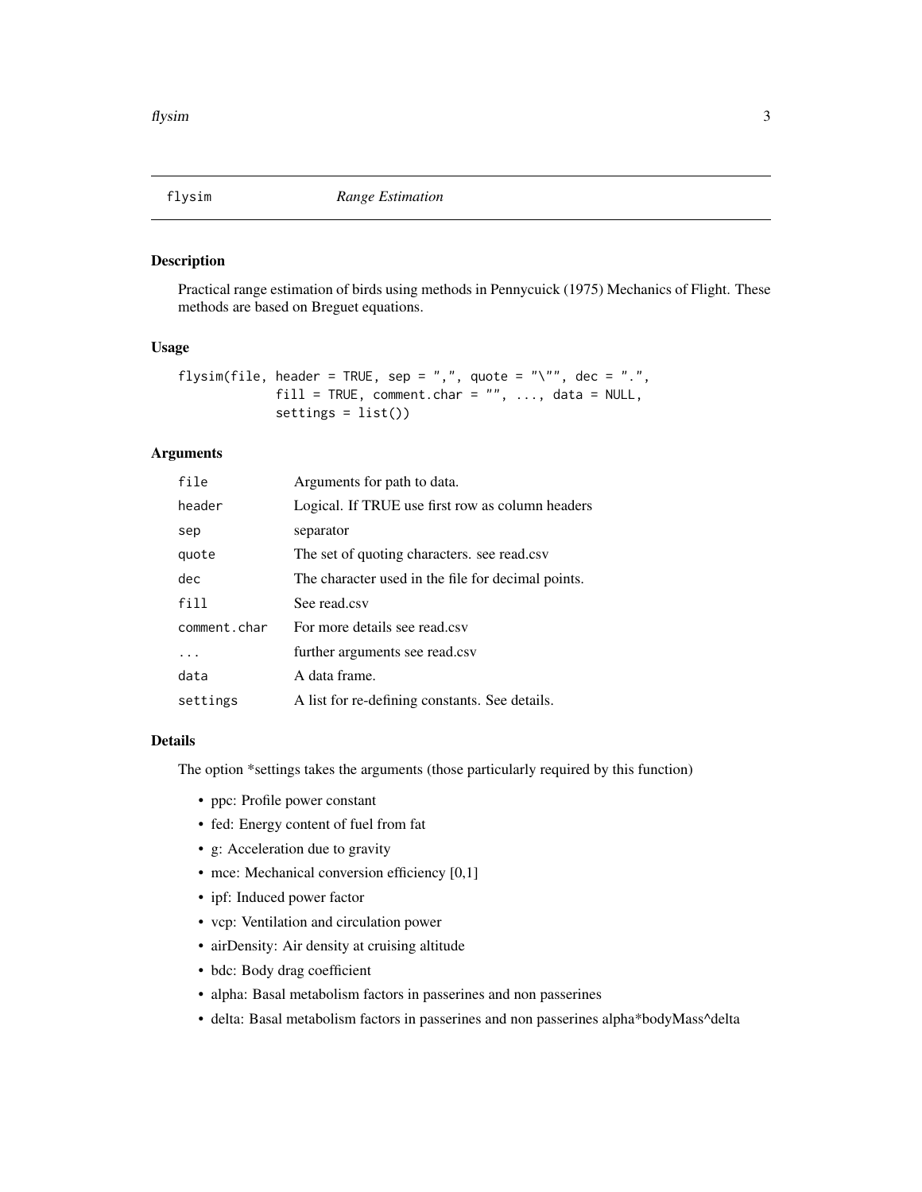# flysim *Range Estimation*

## Description

Practical range estimation of birds using methods in Pennycuick (1975) Mechanics of Flight. These methods are based on Breguet equations.

## Usage

```
flysim(file, header = TRUE, sep = ",", quote = "\"", dec = ".",
            fill = TRUE, comment.char = "", ..., data = NULL,
            settings = list())
```

## Arguments

| | |
|---|---|
| `file` | Arguments for path to data. |
| `header` | Logical. If TRUE use first row as column headers |
| `sep` | separator |
| `quote` | The set of quoting characters. see read.csv |
| `dec` | The character used in the file for decimal points. |
| `fill` | See read.csv |
| `comment.char` | For more details see read.csv |
| `...` | further arguments see read.csv |
| `data` | A data frame. |
| `settings` | A list for re-defining constants. See details. |

## Details

The option *settings takes the arguments (those particularly required by this function)

- ppc: Profile power constant
- fed: Energy content of fuel from fat
- g: Acceleration due to gravity
- mce: Mechanical conversion efficiency [0,1]
- ipf: Induced power factor
- vcp: Ventilation and circulation power
- airDensity: Air density at cruising altitude
- bdc: Body drag coefficient
- alpha: Basal metabolism factors in passerines and non passerines
- delta: Basal metabolism factors in passerines and non passerines alpha*bodyMass^delta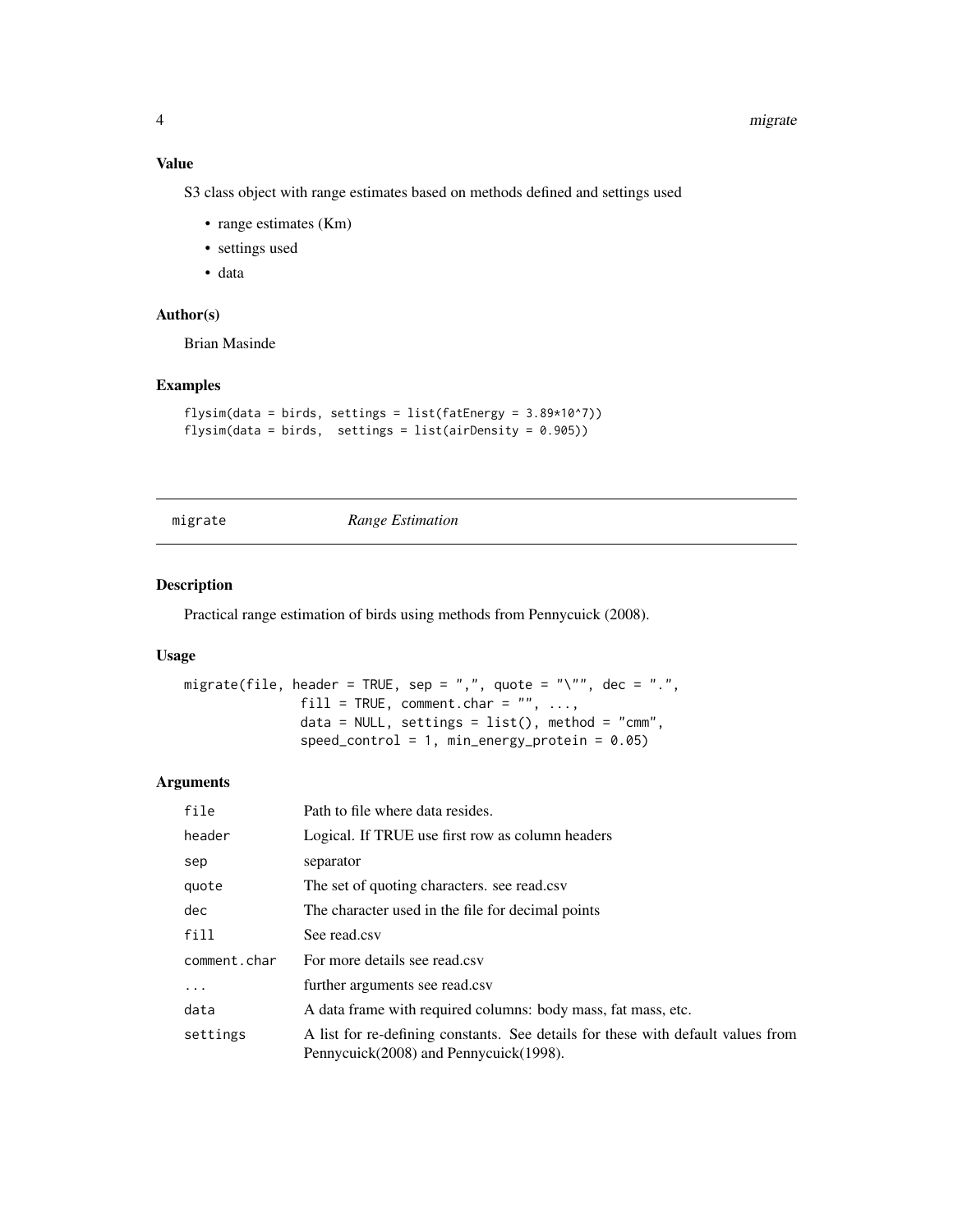## Value

S3 class object with range estimates based on methods defined and settings used

- range estimates (Km)
- settings used
- data

## Author(s)

Brian Masinde

## Examples

```
flysim(data = birds, settings = list(fatEnergy = 3.89*10^7))
flysim(data = birds,  settings = list(airDensity = 0.905))
```

---

# migrate *Range Estimation*

---

## Description

Practical range estimation of birds using methods from Pennycuick (2008).

## Usage

```
migrate(file, header = TRUE, sep = ",", quote = "\"", dec = ".",
              fill = TRUE, comment.char = "", ...,
              data = NULL, settings = list(), method = "cmm",
              speed_control = 1, min_energy_protein = 0.05)
```

## Arguments

| | |
|---|---|
| file | Path to file where data resides. |
| header | Logical. If TRUE use first row as column headers |
| sep | separator |
| quote | The set of quoting characters. see read.csv |
| dec | The character used in the file for decimal points |
| fill | See read.csv |
| comment.char | For more details see read.csv |
| ... | further arguments see read.csv |
| data | A data frame with required columns: body mass, fat mass, etc. |
| settings | A list for re-defining constants. See details for these with default values from Pennycuick(2008) and Pennycuick(1998). |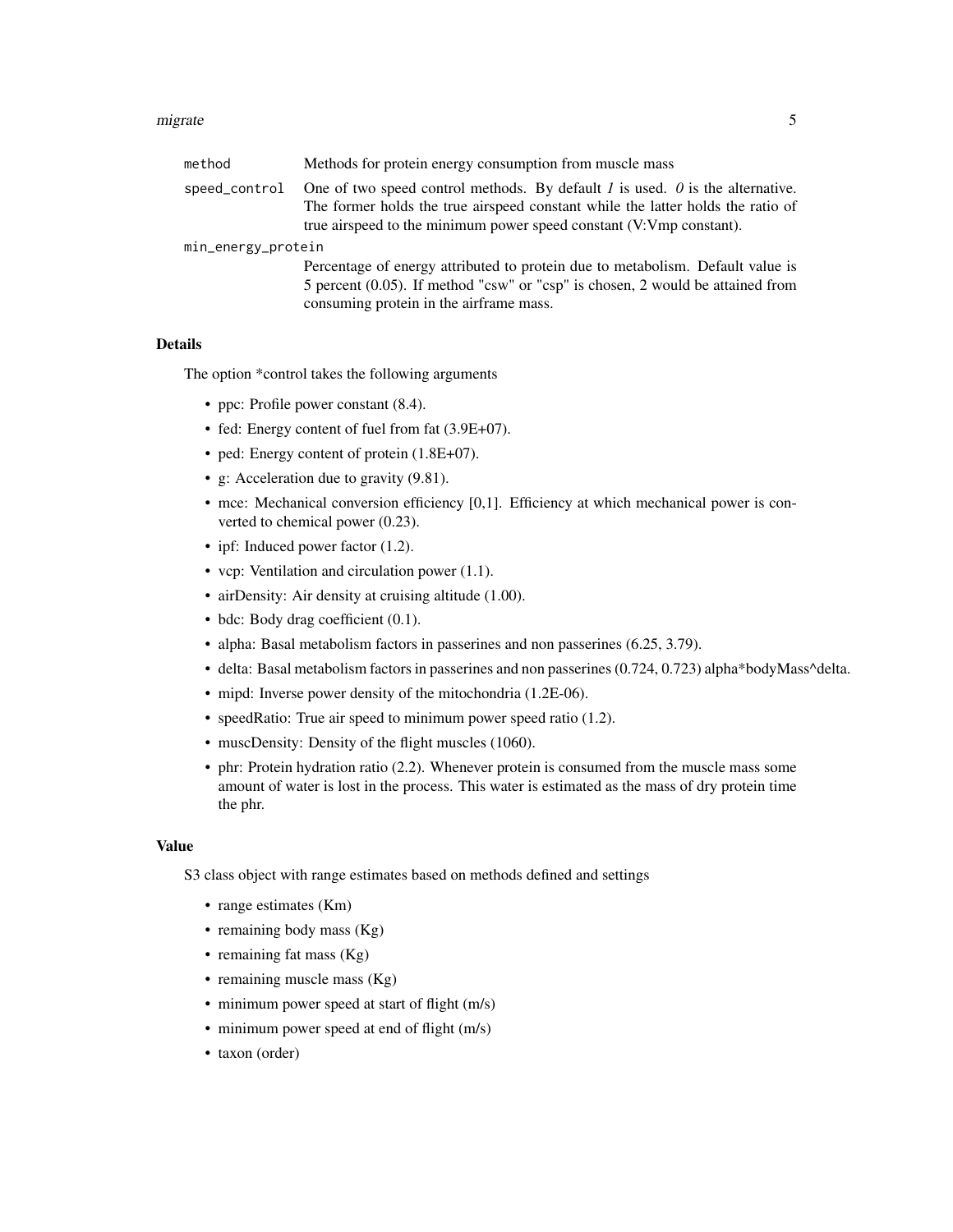| | |
|---|---|
| `method` | Methods for protein energy consumption from muscle mass |
| `speed_control` | One of two speed control methods. By default *1* is used. *0* is the alternative. The former holds the true airspeed constant while the latter holds the ratio of true airspeed to the minimum power speed constant (V:Vmp constant). |
| `min_energy_protein` | Percentage of energy attributed to protein due to metabolism. Default value is 5 percent (0.05). If method "csw" or "csp" is chosen, 2 would be attained from consuming protein in the airframe mass. |

### Details

The option *control takes the following arguments

- ppc: Profile power constant (8.4).
- fed: Energy content of fuel from fat (3.9E+07).
- ped: Energy content of protein (1.8E+07).
- g: Acceleration due to gravity (9.81).
- mce: Mechanical conversion efficiency [0,1]. Efficiency at which mechanical power is converted to chemical power (0.23).
- ipf: Induced power factor (1.2).
- vcp: Ventilation and circulation power (1.1).
- airDensity: Air density at cruising altitude (1.00).
- bdc: Body drag coefficient (0.1).
- alpha: Basal metabolism factors in passerines and non passerines (6.25, 3.79).
- delta: Basal metabolism factors in passerines and non passerines (0.724, 0.723) alpha*bodyMass^delta.
- mipd: Inverse power density of the mitochondria (1.2E-06).
- speedRatio: True air speed to minimum power speed ratio (1.2).
- muscDensity: Density of the flight muscles (1060).
- phr: Protein hydration ratio (2.2). Whenever protein is consumed from the muscle mass some amount of water is lost in the process. This water is estimated as the mass of dry protein time the phr.

### Value

S3 class object with range estimates based on methods defined and settings

- range estimates (Km)
- remaining body mass (Kg)
- remaining fat mass (Kg)
- remaining muscle mass (Kg)
- minimum power speed at start of flight (m/s)
- minimum power speed at end of flight (m/s)
- taxon (order)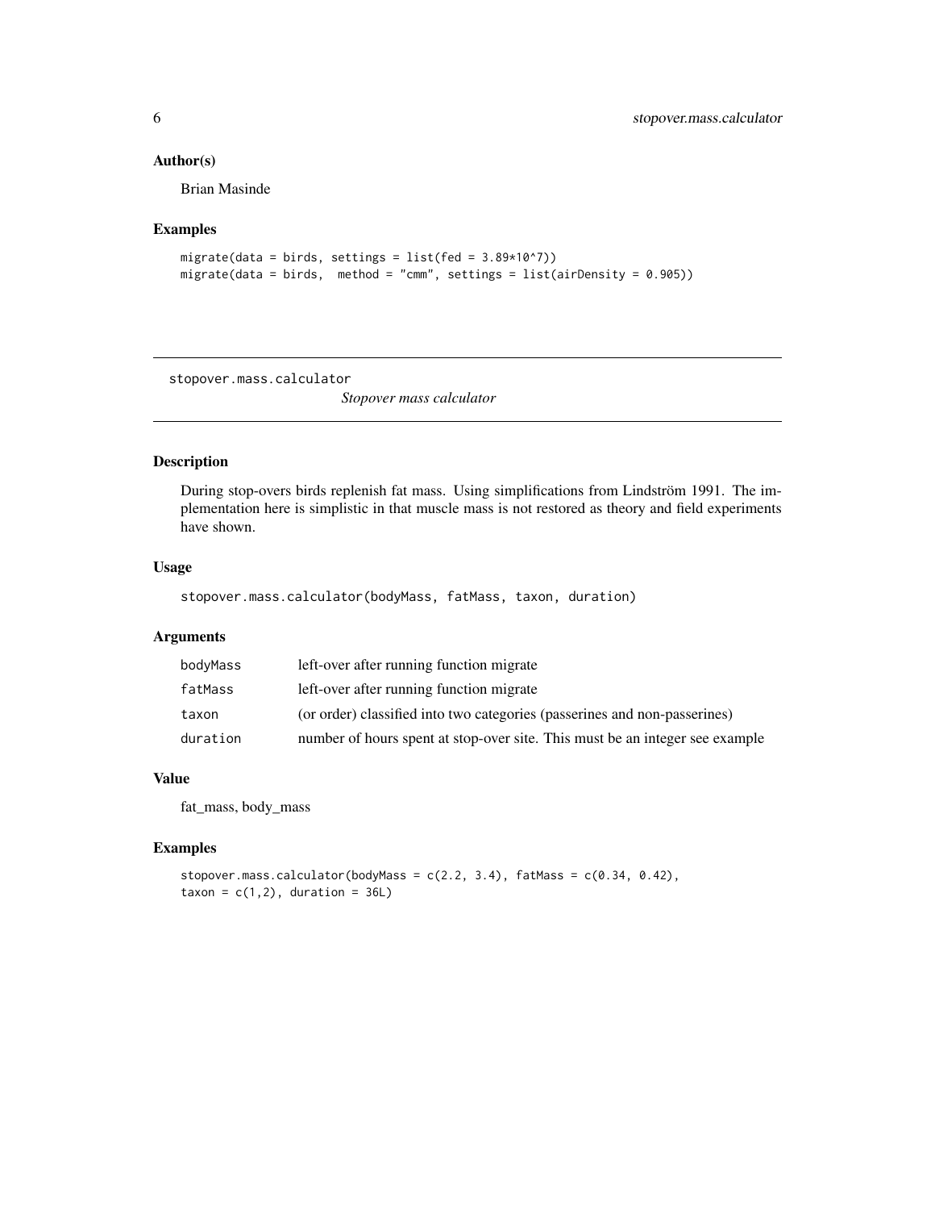### Author(s)

Brian Masinde

### Examples

```
migrate(data = birds, settings = list(fed = 3.89*10^7))
migrate(data = birds,  method = "cmm", settings = list(airDensity = 0.905))
```

---

## stopover.mass.calculator

*Stopover mass calculator*

---

### Description

During stop-overs birds replenish fat mass. Using simplifications from Lindström 1991. The implementation here is simplistic in that muscle mass is not restored as theory and field experiments have shown.

### Usage

```
stopover.mass.calculator(bodyMass, fatMass, taxon, duration)
```

### Arguments

| | |
|---|---|
| bodyMass | left-over after running function migrate |
| fatMass | left-over after running function migrate |
| taxon | (or order) classified into two categories (passerines and non-passerines) |
| duration | number of hours spent at stop-over site. This must be an integer see example |

### Value

fat_mass, body_mass

### Examples

```
stopover.mass.calculator(bodyMass = c(2.2, 3.4), fatMass = c(0.34, 0.42),
taxon = c(1,2), duration = 36L)
```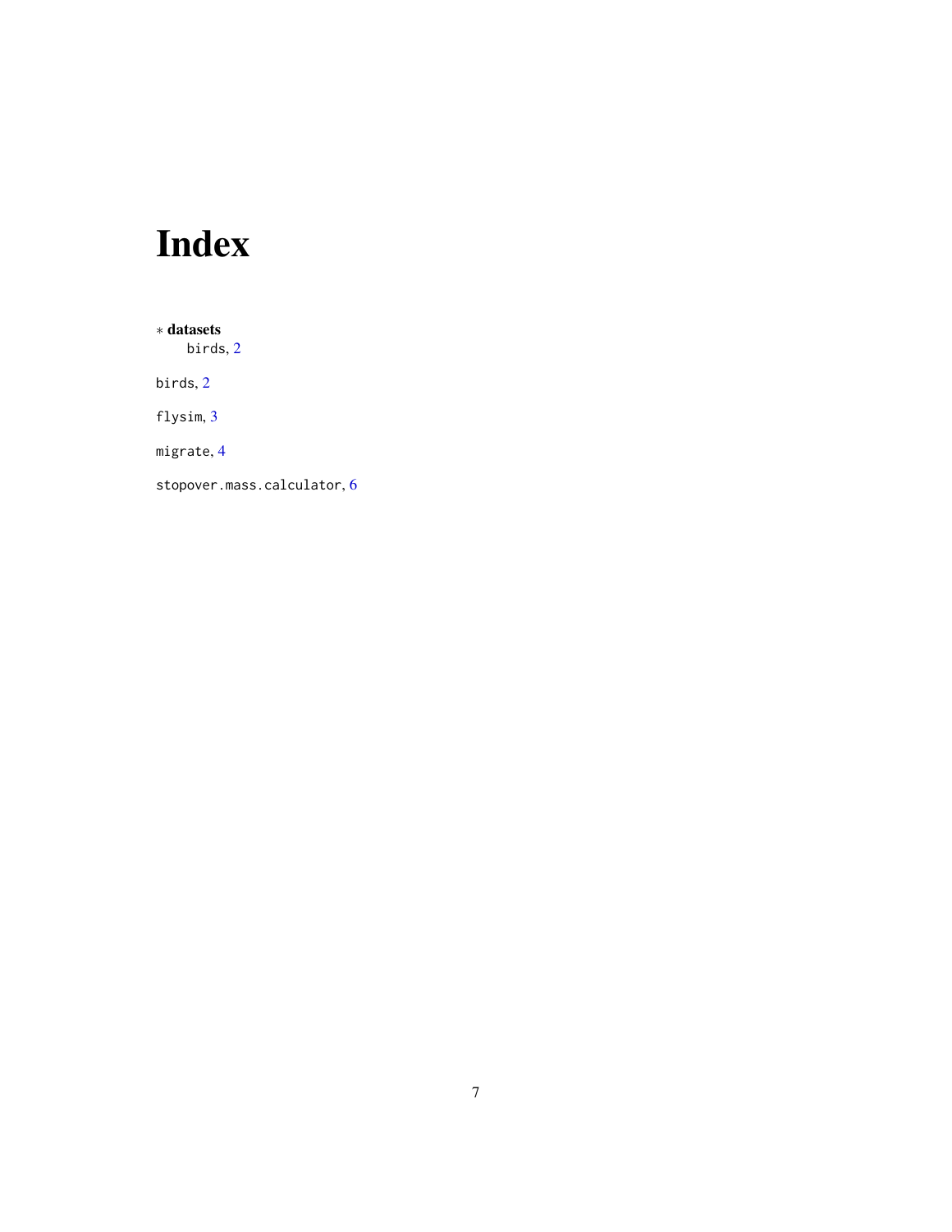# Index

∗ **datasets**
    birds, 2

birds, 2

flysim, 3

migrate, 4

stopover.mass.calculator, 6